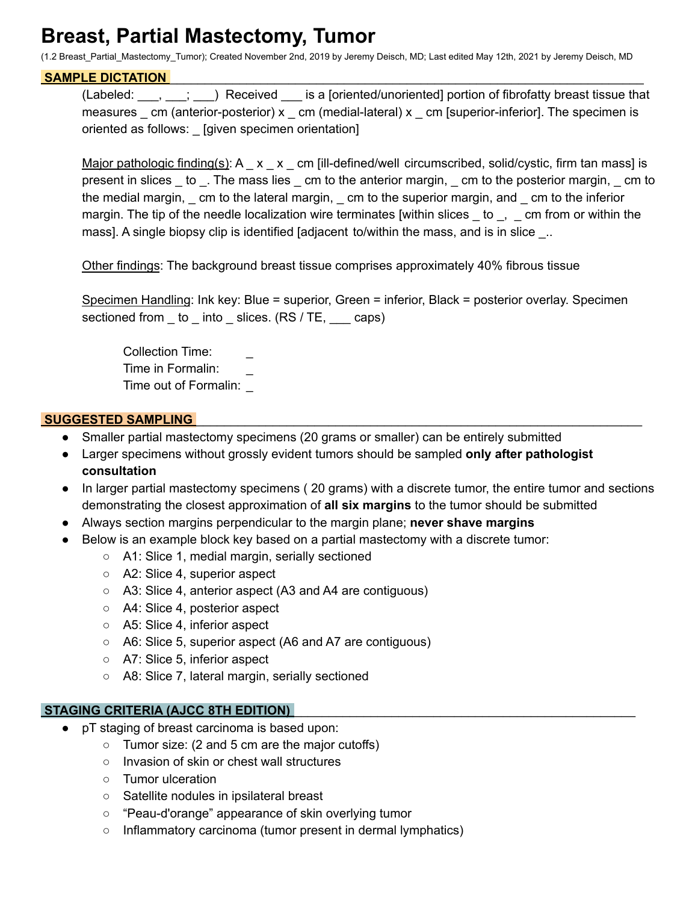# Breast, Partial Mastectomy, Tumor

(1.2 Breast_Partial_Mastectomy_Tumor); Created November 2nd, 2019 by Jeremy Deisch, MD; Last edited May 12th, 2021 by Jeremy Deisch, MD

## SAMPLE DICTATION

(Labeled: ___, ___; ___) Received ___ is a [oriented/unoriented] portion of fibrofatty breast tissue that measures _ cm (anterior-posterior) x _ cm (medial-lateral) x _ cm [superior-inferior]. The specimen is oriented as follows: _ [given specimen orientation]

Major pathologic finding(s): A _ x _ x _ cm [ill-defined/well circumscribed, solid/cystic, firm tan mass] is present in slices _ to _. The mass lies _ cm to the anterior margin, _ cm to the posterior margin, _ cm to the medial margin, _ cm to the lateral margin, _ cm to the superior margin, and _ cm to the inferior margin. The tip of the needle localization wire terminates [within slices _ to _, _ cm from or within the mass]. A single biopsy clip is identified [adjacent to/within the mass, and is in slice _..

Other findings: The background breast tissue comprises approximately 40% fibrous tissue

Specimen Handling: Ink key: Blue = superior, Green = inferior, Black = posterior overlay. Specimen sectioned from _ to _ into _ slices. (RS / TE, ___ caps)

Collection Time: _
Time in Formalin: _
Time out of Formalin: _

## SUGGESTED SAMPLING

- Smaller partial mastectomy specimens (20 grams or smaller) can be entirely submitted
- Larger specimens without grossly evident tumors should be sampled **only after pathologist consultation**
- In larger partial mastectomy specimens ( 20 grams) with a discrete tumor, the entire tumor and sections demonstrating the closest approximation of **all six margins** to the tumor should be submitted
- Always section margins perpendicular to the margin plane; **never shave margins**
- Below is an example block key based on a partial mastectomy with a discrete tumor:
  - A1: Slice 1, medial margin, serially sectioned
  - A2: Slice 4, superior aspect
  - A3: Slice 4, anterior aspect (A3 and A4 are contiguous)
  - A4: Slice 4, posterior aspect
  - A5: Slice 4, inferior aspect
  - A6: Slice 5, superior aspect (A6 and A7 are contiguous)
  - A7: Slice 5, inferior aspect
  - A8: Slice 7, lateral margin, serially sectioned

## STAGING CRITERIA (AJCC 8TH EDITION)

- pT staging of breast carcinoma is based upon:
  - Tumor size: (2 and 5 cm are the major cutoffs)
  - Invasion of skin or chest wall structures
  - Tumor ulceration
  - Satellite nodules in ipsilateral breast
  - "Peau-d'orange" appearance of skin overlying tumor
  - Inflammatory carcinoma (tumor present in dermal lymphatics)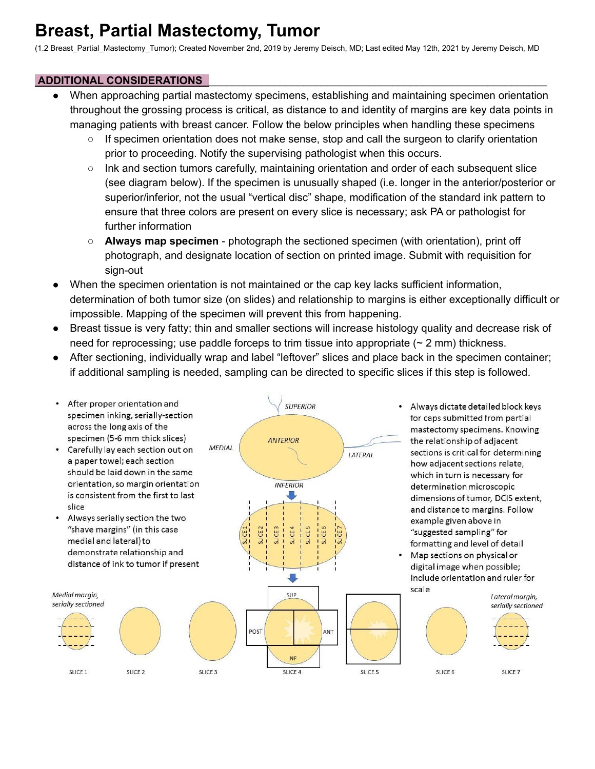# Breast, Partial Mastectomy, Tumor

(1.2 Breast_Partial_Mastectomy_Tumor); Created November 2nd, 2019 by Jeremy Deisch, MD; Last edited May 12th, 2021 by Jeremy Deisch, MD

## ADDITIONAL CONSIDERATIONS

- When approaching partial mastectomy specimens, establishing and maintaining specimen orientation throughout the grossing process is critical, as distance to and identity of margins are key data points in managing patients with breast cancer. Follow the below principles when handling these specimens
  - If specimen orientation does not make sense, stop and call the surgeon to clarify orientation prior to proceeding. Notify the supervising pathologist when this occurs.
  - Ink and section tumors carefully, maintaining orientation and order of each subsequent slice (see diagram below). If the specimen is unusually shaped (i.e. longer in the anterior/posterior or superior/inferior, not the usual "vertical disc" shape, modification of the standard ink pattern to ensure that three colors are present on every slice is necessary; ask PA or pathologist for further information
  - **Always map specimen** - photograph the sectioned specimen (with orientation), print off photograph, and designate location of section on printed image. Submit with requisition for sign-out
- When the specimen orientation is not maintained or the cap key lacks sufficient information, determination of both tumor size (on slides) and relationship to margins is either exceptionally difficult or impossible. Mapping of the specimen will prevent this from happening.
- Breast tissue is very fatty; thin and smaller sections will increase histology quality and decrease risk of need for reprocessing; use paddle forceps to trim tissue into appropriate (~ 2 mm) thickness.
- After sectioning, individually wrap and label "leftover" slices and place back in the specimen container; if additional sampling is needed, sampling can be directed to specific slices if this step is followed.

- After proper orientation and specimen inking, serially-section across the long axis of the specimen (5-6 mm thick slices)
- Carefully lay each section out on a paper towel; each section should be laid down in the same orientation, so margin orientation is consistent from the first to last slice
- Always serially section the two "shave margins" (in this case medial and lateral) to demonstrate relationship and distance of ink to tumor if present

SUPERIOR
ANTERIOR
MEDIAL
LATERAL
INFERIOR
SLICE 1 SLICE 2 SLICE 3 SLICE 4 SLICE 5 SLICE 6 SLICE 7

- Always dictate detailed block keys for caps submitted from partial mastectomy specimens. Knowing the relationship of adjacent sections is critical for determining how adjacent sections relate, which in turn is necessary for determination microscopic dimensions of tumor, DCIS extent, and distance to margins. Follow example given above in "suggested sampling" for formatting and level of detail
- Map sections on physical or digital image when possible; include orientation and ruler for scale

*Medial margin, serially sectioned*

SUP
POST
ANT
INF

*Lateral margin, serially sectioned*

SLICE 1 SLICE 2 SLICE 3 SLICE 4 SLICE 5 SLICE 6 SLICE 7